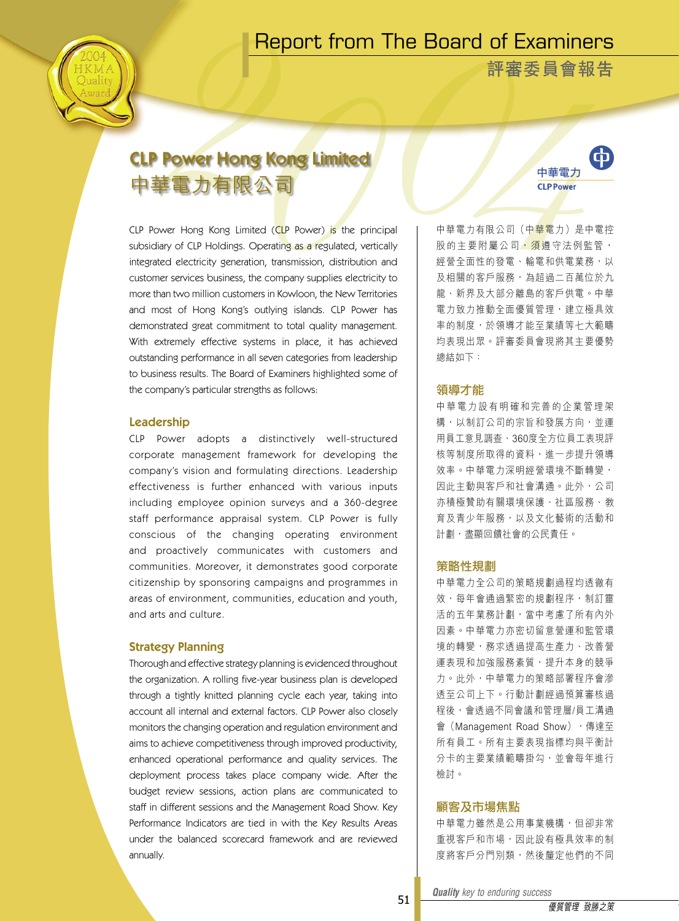# Report from The Board of Examiners

# 評審委員會報告

## CLP Power Hong Kong Limited
## 中華電力有限公司

CLP Power Hong Kong Limited (CLP Power) is the principal subsidiary of CLP Holdings. Operating as a regulated, vertically integrated electricity generation, transmission, distribution and customer services business, the company supplies electricity to more than two million customers in Kowloon, the New Territories and most of Hong Kong's outlying islands. CLP Power has demonstrated great commitment to total quality management. With extremely effective systems in place, it has achieved outstanding performance in all seven categories from leadership to business results. The Board of Examiners highlighted some of the company's particular strengths as follows:

### Leadership

CLP Power adopts a distinctively well-structured corporate management framework for developing the company's vision and formulating directions. Leadership effectiveness is further enhanced with various inputs including employee opinion surveys and a 360-degree staff performance appraisal system. CLP Power is fully conscious of the changing operating environment and proactively communicates with customers and communities. Moreover, it demonstrates good corporate citizenship by sponsoring campaigns and programmes in areas of environment, communities, education and youth, and arts and culture.

### Strategy Planning

Thorough and effective strategy planning is evidenced throughout the organization. A rolling five-year business plan is developed through a tightly knitted planning cycle each year, taking into account all internal and external factors. CLP Power also closely monitors the changing operation and regulation environment and aims to achieve competitiveness through improved productivity, enhanced operational performance and quality services. The deployment process takes place company wide. After the budget review sessions, action plans are communicated to staff in different sessions and the Management Road Show. Key Performance Indicators are tied in with the Key Results Areas under the balanced scorecard framework and are reviewed annually.

中華電力有限公司（中華電力）是中電控股的主要附屬公司，須遵守法例監管，經營全面性的發電、輸電和供電業務，以及相關的客戶服務，為超過二百萬位於九龍、新界及大部分離島的客戶供電。中華電力致力推動全面優質管理，建立極具效率的制度，於領導才能至業績等七大範疇均表現出眾。評審委員會現將其主要優勢總結如下：

### 領導才能

中華電力設有明確和完善的企業管理架構，以制訂公司的宗旨和發展方向，並運用員工意見調查、360度全方位員工表現評核等制度所取得的資料，進一步提升領導效率。中華電力深明經營環境不斷轉變，因此主動與客戶和社會溝通。此外，公司亦積極贊助有關環境保護、社區服務、教育及青少年服務，以及文化藝術的活動和計劃，盡顯回饋社會的公民責任。

### 策略性規劃

中華電力全公司的策略規劃過程均透徹有效，每年會通過緊密的規劃程序，制訂靈活的五年業務計劃，當中考慮了所有內外因素。中華電力亦密切留意營運和監管環境的轉變，務求透過提高生產力、改善營運表現和加強服務素質，提升本身的競爭力。此外，中華電力的策略部署程序會滲透至公司上下。行動計劃經過預算審核過程後，會透過不同會議和管理層/員工溝通會（Management Road Show），傳達至所有員工。所有主要表現指標均與平衡計分卡的主要業績範疇掛勾，並會每年進行檢討。

### 顧客及市場焦點

中華電力雖然是公用事業機構，但卻非常重視客戶和市場，因此設有極具效率的制度將客戶分門別類，然後釐定他們的不同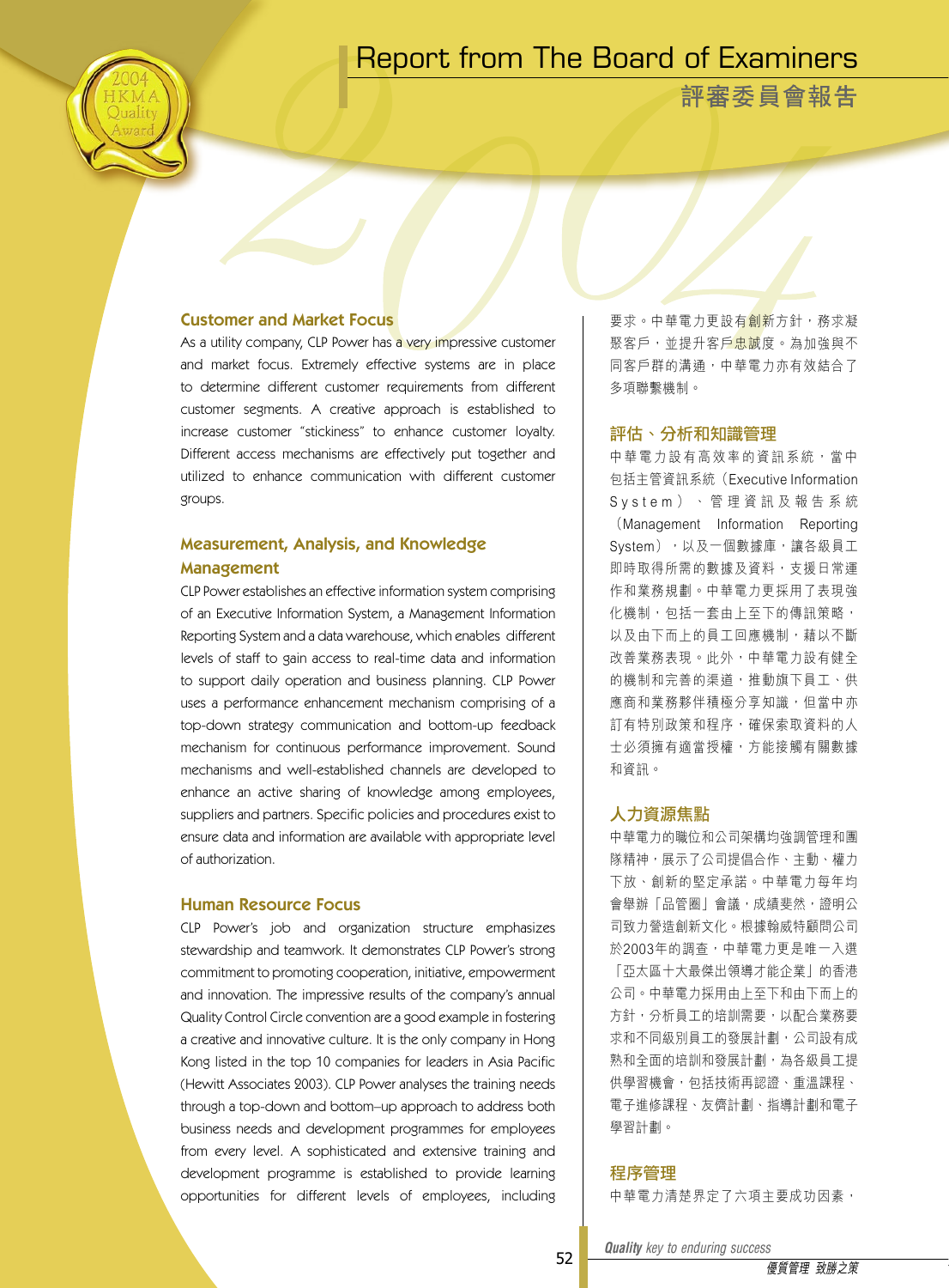# Report from The Board of Examiners

# 評審委員會報告

## Customer and Market Focus

As a utility company, CLP Power has a very impressive customer and market focus. Extremely effective systems are in place to determine different customer requirements from different customer segments. A creative approach is established to increase customer "stickiness" to enhance customer loyalty. Different access mechanisms are effectively put together and utilized to enhance communication with different customer groups.

## Measurement, Analysis, and Knowledge Management

CLP Power establishes an effective information system comprising of an Executive Information System, a Management Information Reporting System and a data warehouse, which enables different levels of staff to gain access to real-time data and information to support daily operation and business planning. CLP Power uses a performance enhancement mechanism comprising of a top-down strategy communication and bottom-up feedback mechanism for continuous performance improvement. Sound mechanisms and well-established channels are developed to enhance an active sharing of knowledge among employees, suppliers and partners. Specific policies and procedures exist to ensure data and information are available with appropriate level of authorization.

## Human Resource Focus

CLP Power's job and organization structure emphasizes stewardship and teamwork. It demonstrates CLP Power's strong commitment to promoting cooperation, initiative, empowerment and innovation. The impressive results of the company's annual Quality Control Circle convention are a good example in fostering a creative and innovative culture. It is the only company in Hong Kong listed in the top 10 companies for leaders in Asia Pacific (Hewitt Associates 2003). CLP Power analyses the training needs through a top-down and bottom–up approach to address both business needs and development programmes for employees from every level. A sophisticated and extensive training and development programme is established to provide learning opportunities for different levels of employees, including

要求。中華電力更設有創新方針，務求凝聚客戶，並提升客戶忠誠度。為加強與不同客戶群的溝通，中華電力亦有效結合了多項聯繫機制。

## 評估、分析和知識管理

中華電力設有高效率的資訊系統，當中包括主管資訊系統（Executive Information System）、管理資訊及報告系統（Management Information Reporting System），以及一個數據庫，讓各級員工即時取得所需的數據及資料，支援日常運作和業務規劃。中華電力更採用了表現強化機制，包括一套由上至下的傳訊策略，以及由下而上的員工回應機制，藉以不斷改善業務表現。此外，中華電力設有健全的機制和完善的渠道，推動旗下員工、供應商和業務夥伴積極分享知識，但當中亦訂有特別政策和程序，確保索取資料的人士必須擁有適當授權，方能接觸有關數據和資訊。

## 人力資源焦點

中華電力的職位和公司架構均強調管理和團隊精神，展示了公司提倡合作、主動、權力下放、創新的堅定承諾。中華電力每年均會舉辦「品管圈」會議，成績斐然，證明公司致力營造創新文化。根據翰威特顧問公司於2003年的調查，中華電力更是唯一入選「亞太區十大最傑出領導才能企業」的香港公司。中華電力採用由上至下和由下而上的方針，分析員工的培訓需要，以配合業務要求和不同級別員工的發展計劃，公司設有成熟和全面的培訓和發展計劃，為各級員工提供學習機會，包括技術再認證、重溫課程、電子進修課程、友儕計劃、指導計劃和電子學習計劃。

## 程序管理

中華電力清楚界定了六項主要成功因素，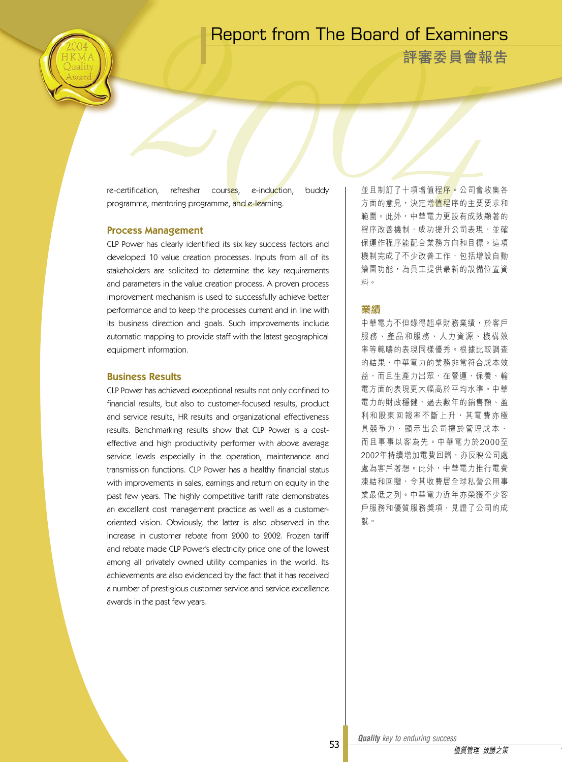re-certification, refresher courses, e-induction, buddy programme, mentoring programme, and e-learning.

### Process Management

CLP Power has clearly identified its six key success factors and developed 10 value creation processes. Inputs from all of its stakeholders are solicited to determine the key requirements and parameters in the value creation process. A proven process improvement mechanism is used to successfully achieve better performance and to keep the processes current and in line with its business direction and goals. Such improvements include automatic mapping to provide staff with the latest geographical equipment information.

### Business Results

CLP Power has achieved exceptional results not only confined to financial results, but also to customer-focused results, product and service results, HR results and organizational effectiveness results. Benchmarking results show that CLP Power is a cost-effective and high productivity performer with above average service levels especially in the operation, maintenance and transmission functions. CLP Power has a healthy financial status with improvements in sales, earnings and return on equity in the past few years. The highly competitive tariff rate demonstrates an excellent cost management practice as well as a customer-oriented vision. Obviously, the latter is also observed in the increase in customer rebate from 2000 to 2002. Frozen tariff and rebate made CLP Power's electricity price one of the lowest among all privately owned utility companies in the world. Its achievements are also evidenced by the fact that it has received a number of prestigious customer service and service excellence awards in the past few years.

並且制訂了十項增值程序。公司會收集各方面的意見，決定增值程序的主要要求和範圍。此外，中華電力更設有成效顯著的程序改善機制，成功提升公司表現，並確保運作程序能配合業務方向和目標。這項機制完成了不少改善工作，包括增設自動繪圖功能，為員工提供最新的設備位置資料。

### 業績

中華電力不但錄得超卓財務業績，於客戶服務、產品和服務、人力資源、機構效率等範疇的表現同樣優秀。根據比較調查的結果，中華電力的業務非常符合成本效益，而且生產力出眾，在營運、保養、輸電方面的表現更大幅高於平均水準。中華電力的財政穩健，過去數年的銷售額、盈利和股東回報率不斷上升，其電費亦極具競爭力，顯示出公司擅於管理成本，而且事事以客為先。中華電力於2000至2002年持續增加電費回贈，亦反映公司處處為客戶著想。此外，中華電力推行電費凍結和回贈，令其收費居全球私營公用事業最低之列。中華電力近年亦榮獲不少客戶服務和優質服務獎項，見證了公司的成就。